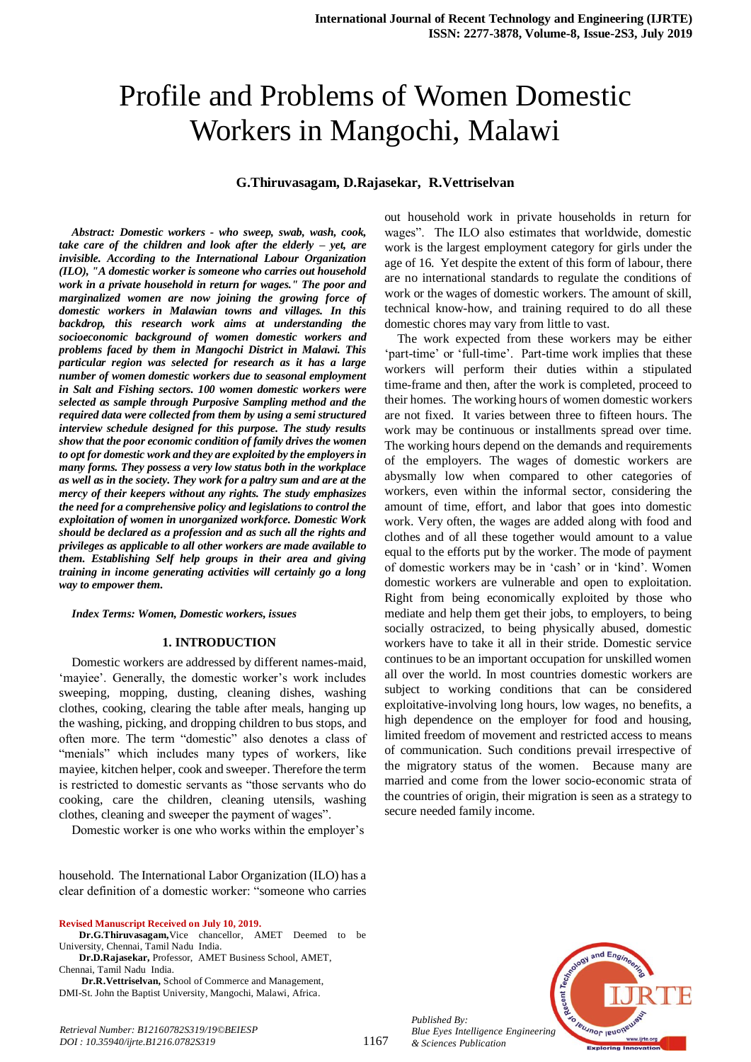# Profile and Problems of Women Domestic Workers in Mangochi, Malawi

**G.Thiruvasagam, D.Rajasekar, R.Vettriselvan**

***Abstract: Domestic workers - who sweep, swab, wash, cook, take care of the children and look after the elderly – yet, are invisible. According to the International Labour Organization (ILO), "A domestic worker is someone who carries out household work in a private household in return for wages." The poor and marginalized women are now joining the growing force of domestic workers in Malawian towns and villages. In this backdrop, this research work aims at understanding the socioeconomic background of women domestic workers and problems faced by them in Mangochi District in Malawi. This particular region was selected for research as it has a large number of women domestic workers due to seasonal employment in Salt and Fishing sectors. 100 women domestic workers were selected as sample through Purposive Sampling method and the required data were collected from them by using a semi structured interview schedule designed for this purpose. The study results show that the poor economic condition of family drives the women to opt for domestic work and they are exploited by the employers in many forms. They possess a very low status both in the workplace as well as in the society. They work for a paltry sum and are at the mercy of their keepers without any rights. The study emphasizes the need for a comprehensive policy and legislations to control the exploitation of women in unorganized workforce. Domestic Work should be declared as a profession and as such all the rights and privileges as applicable to all other workers are made available to them. Establishing Self help groups in their area and giving training in income generating activities will certainly go a long way to empower them.***

***Index Terms: Women, Domestic workers, issues***

## 1. INTRODUCTION

Domestic workers are addressed by different names-maid, 'mayiee'. Generally, the domestic worker's work includes sweeping, mopping, dusting, cleaning dishes, washing clothes, cooking, clearing the table after meals, hanging up the washing, picking, and dropping children to bus stops, and often more. The term "domestic" also denotes a class of "menials" which includes many types of workers, like mayiee, kitchen helper, cook and sweeper. Therefore the term is restricted to domestic servants as "those servants who do cooking, care the children, cleaning utensils, washing clothes, cleaning and sweeper the payment of wages".

Domestic worker is one who works within the employer's household. The International Labor Organization (ILO) has a clear definition of a domestic worker: "someone who carries out household work in private households in return for wages". The ILO also estimates that worldwide, domestic work is the largest employment category for girls under the age of 16. Yet despite the extent of this form of labour, there are no international standards to regulate the conditions of work or the wages of domestic workers. The amount of skill, technical know-how, and training required to do all these domestic chores may vary from little to vast.

The work expected from these workers may be either 'part-time' or 'full-time'. Part-time work implies that these workers will perform their duties within a stipulated time-frame and then, after the work is completed, proceed to their homes. The working hours of women domestic workers are not fixed. It varies between three to fifteen hours. The work may be continuous or installments spread over time. The working hours depend on the demands and requirements of the employers. The wages of domestic workers are abysmally low when compared to other categories of workers, even within the informal sector, considering the amount of time, effort, and labor that goes into domestic work. Very often, the wages are added along with food and clothes and of all these together would amount to a value equal to the efforts put by the worker. The mode of payment of domestic workers may be in 'cash' or in 'kind'. Women domestic workers are vulnerable and open to exploitation. Right from being economically exploited by those who mediate and help them get their jobs, to employers, to being socially ostracized, to being physically abused, domestic workers have to take it all in their stride. Domestic service continues to be an important occupation for unskilled women all over the world. In most countries domestic workers are subject to working conditions that can be considered exploitative-involving long hours, low wages, no benefits, a high dependence on the employer for food and housing, limited freedom of movement and restricted access to means of communication. Such conditions prevail irrespective of the migratory status of the women. Because many are married and come from the lower socio-economic strata of the countries of origin, their migration is seen as a strategy to secure needed family income.

**Revised Manuscript Received on July 10, 2019.**

**Dr.G.Thiruvasagam,** Vice chancellor, AMET Deemed to be University, Chennai, Tamil Nadu India.

**Dr.D.Rajasekar,** Professor, AMET Business School, AMET, Chennai, Tamil Nadu India.

**Dr.R.Vettriselvan,** School of Commerce and Management, DMI-St. John the Baptist University, Mangochi, Malawi, Africa.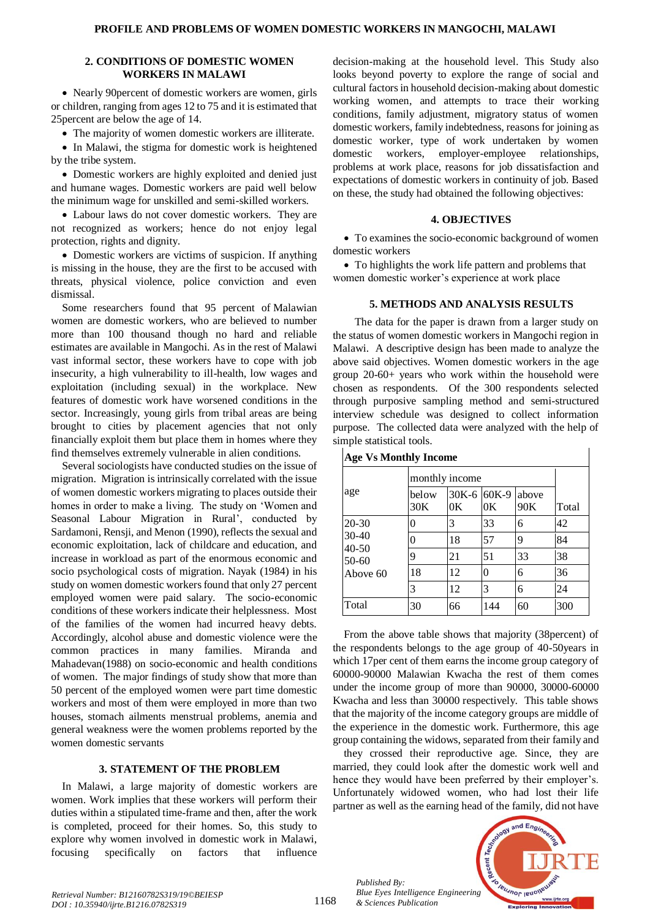## 2. CONDITIONS OF DOMESTIC WOMEN WORKERS IN MALAWI

- Nearly 90percent of domestic workers are women, girls or children, ranging from ages 12 to 75 and it is estimated that 25percent are below the age of 14.
- The majority of women domestic workers are illiterate.
- In Malawi, the stigma for domestic work is heightened by the tribe system.
- Domestic workers are highly exploited and denied just and humane wages. Domestic workers are paid well below the minimum wage for unskilled and semi-skilled workers.
- Labour laws do not cover domestic workers. They are not recognized as workers; hence do not enjoy legal protection, rights and dignity.
- Domestic workers are victims of suspicion. If anything is missing in the house, they are the first to be accused with threats, physical violence, police conviction and even dismissal.

Some researchers found that 95 percent of Malawian women are domestic workers, who are believed to number more than 100 thousand though no hard and reliable estimates are available in Mangochi. As in the rest of Malawi vast informal sector, these workers have to cope with job insecurity, a high vulnerability to ill-health, low wages and exploitation (including sexual) in the workplace. New features of domestic work have worsened conditions in the sector. Increasingly, young girls from tribal areas are being brought to cities by placement agencies that not only financially exploit them but place them in homes where they find themselves extremely vulnerable in alien conditions.

Several sociologists have conducted studies on the issue of migration. Migration is intrinsically correlated with the issue of women domestic workers migrating to places outside their homes in order to make a living. The study on 'Women and Seasonal Labour Migration in Rural', conducted by Sardamoni, Rensji, and Menon (1990), reflects the sexual and economic exploitation, lack of childcare and education, and increase in workload as part of the enormous economic and socio psychological costs of migration. Nayak (1984) in his study on women domestic workers found that only 27 percent employed women were paid salary. The socio-economic conditions of these workers indicate their helplessness. Most of the families of the women had incurred heavy debts. Accordingly, alcohol abuse and domestic violence were the common practices in many families. Miranda and Mahadevan(1988) on socio-economic and health conditions of women. The major findings of study show that more than 50 percent of the employed women were part time domestic workers and most of them were employed in more than two houses, stomach ailments menstrual problems, anemia and general weakness were the women problems reported by the women domestic servants

## 3. STATEMENT OF THE PROBLEM

In Malawi, a large majority of domestic workers are women. Work implies that these workers will perform their duties within a stipulated time-frame and then, after the work is completed, proceed for their homes. So, this study to explore why women involved in domestic work in Malawi, focusing specifically on factors that influence decision-making at the household level. This Study also looks beyond poverty to explore the range of social and cultural factors in household decision-making about domestic working women, and attempts to trace their working conditions, family adjustment, migratory status of women domestic workers, family indebtedness, reasons for joining as domestic worker, type of work undertaken by women domestic workers, employer-employee relationships, problems at work place, reasons for job dissatisfaction and expectations of domestic workers in continuity of job. Based on these, the study had obtained the following objectives:

## 4. OBJECTIVES

- To examines the socio-economic background of women domestic workers
- To highlights the work life pattern and problems that women domestic worker's experience at work place

## 5. METHODS AND ANALYSIS RESULTS

The data for the paper is drawn from a larger study on the status of women domestic workers in Mangochi region in Malawi. A descriptive design has been made to analyze the above said objectives. Women domestic workers in the age group 20-60+ years who work within the household were chosen as respondents. Of the 300 respondents selected through purposive sampling method and semi-structured interview schedule was designed to collect information purpose. The collected data were analyzed with the help of simple statistical tools.

**Age Vs Monthly Income**

| age | monthly income | | | | Total |
|---|---|---|---|---|---|
| | below 30K | 30K-60K | 60K-90K | above 90K | |
| 20-30 | 0 | 3 | 33 | 6 | 42 |
| 30-40 | 0 | 18 | 57 | 9 | 84 |
| 40-50 | 9 | 21 | 51 | 33 | 38 |
| 50-60 | 18 | 12 | 0 | 6 | 36 |
| Above 60 | 3 | 12 | 3 | 6 | 24 |
| Total | 30 | 66 | 144 | 60 | 300 |

From the above table shows that majority (38percent) of the respondents belongs to the age group of 40-50years in which 17per cent of them earns the income group category of 60000-90000 Malawian Kwacha the rest of them comes under the income group of more than 90000, 30000-60000 Kwacha and less than 30000 respectively. This table shows that the majority of the income category groups are middle of the experience in the domestic work. Furthermore, this age group containing the widows, separated from their family and they crossed their reproductive age. Since, they are married, they could look after the domestic work well and hence they would have been preferred by their employer's. Unfortunately widowed women, who had lost their life partner as well as the earning head of the family, did not have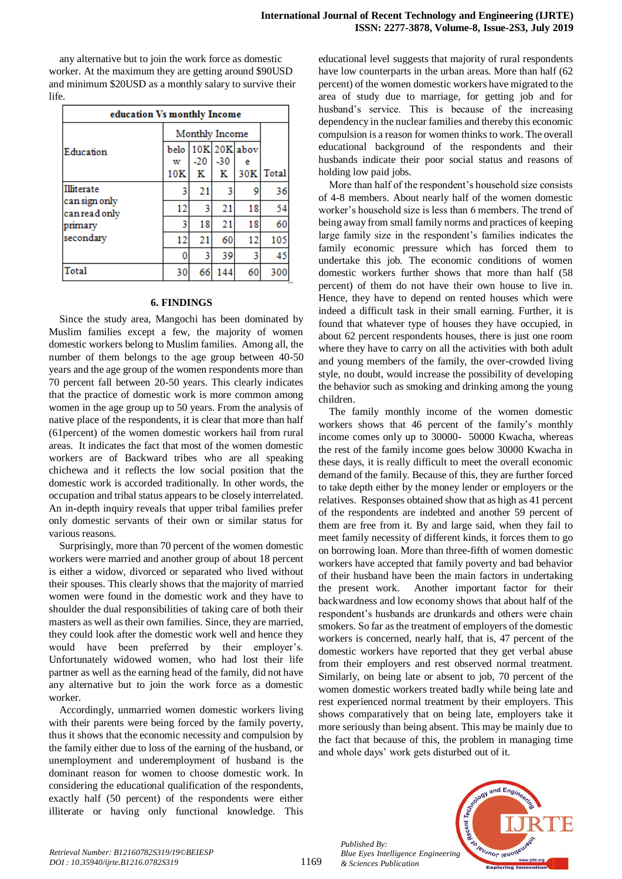any alternative but to join the work force as domestic worker. At the maximum they are getting around $90USD and minimum $20USD as a monthly salary to survive their life.

| education Vs monthly Income | | | | | |
|---|---|---|---|---|---|
| Education | Monthly Income | | | | |
| | below 10K | 10K-20 K | 20K-30 K | above 30K | Total |
| Illiterate | 3 | 21 | 3 | 9 | 36 |
| can sign only | 12 | 3 | 21 | 18 | 54 |
| can read only | 3 | 18 | 21 | 18 | 60 |
| primary | 12 | 21 | 60 | 12 | 105 |
| secondary | 0 | 3 | 39 | 3 | 45 |
| Total | 30 | 66 | 144 | 60 | 300 |

## 6. FINDINGS

Since the study area, Mangochi has been dominated by Muslim families except a few, the majority of women domestic workers belong to Muslim families. Among all, the number of them belongs to the age group between 40-50 years and the age group of the women respondents more than 70 percent fall between 20-50 years. This clearly indicates that the practice of domestic work is more common among women in the age group up to 50 years. From the analysis of native place of the respondents, it is clear that more than half (61percent) of the women domestic workers hail from rural areas. It indicates the fact that most of the women domestic workers are of Backward tribes who are all speaking chichewa and it reflects the low social position that the domestic work is accorded traditionally. In other words, the occupation and tribal status appears to be closely interrelated. An in-depth inquiry reveals that upper tribal families prefer only domestic servants of their own or similar status for various reasons.

Surprisingly, more than 70 percent of the women domestic workers were married and another group of about 18 percent is either a widow, divorced or separated who lived without their spouses. This clearly shows that the majority of married women were found in the domestic work and they have to shoulder the dual responsibilities of taking care of both their masters as well as their own families. Since, they are married, they could look after the domestic work well and hence they would have been preferred by their employer's. Unfortunately widowed women, who had lost their life partner as well as the earning head of the family, did not have any alternative but to join the work force as a domestic worker.

Accordingly, unmarried women domestic workers living with their parents were being forced by the family poverty, thus it shows that the economic necessity and compulsion by the family either due to loss of the earning of the husband, or unemployment and underemployment of husband is the dominant reason for women to choose domestic work. In considering the educational qualification of the respondents, exactly half (50 percent) of the respondents were either illiterate or having only functional knowledge. This educational level suggests that majority of rural respondents have low counterparts in the urban areas. More than half (62 percent) of the women domestic workers have migrated to the area of study due to marriage, for getting job and for husband's service. This is because of the increasing dependency in the nuclear families and thereby this economic compulsion is a reason for women thinks to work. The overall educational background of the respondents and their husbands indicate their poor social status and reasons of holding low paid jobs.

More than half of the respondent's household size consists of 4-8 members. About nearly half of the women domestic worker's household size is less than 6 members. The trend of being away from small family norms and practices of keeping large family size in the respondent's families indicates the family economic pressure which has forced them to undertake this job. The economic conditions of women domestic workers further shows that more than half (58 percent) of them do not have their own house to live in. Hence, they have to depend on rented houses which were indeed a difficult task in their small earning. Further, it is found that whatever type of houses they have occupied, in about 62 percent respondents houses, there is just one room where they have to carry on all the activities with both adult and young members of the family, the over-crowded living style, no doubt, would increase the possibility of developing the behavior such as smoking and drinking among the young children.

The family monthly income of the women domestic workers shows that 46 percent of the family's monthly income comes only up to 30000- 50000 Kwacha, whereas the rest of the family income goes below 30000 Kwacha in these days, it is really difficult to meet the overall economic demand of the family. Because of this, they are further forced to take depth either by the money lender or employers or the relatives. Responses obtained show that as high as 41 percent of the respondents are indebted and another 59 percent of them are free from it. By and large said, when they fail to meet family necessity of different kinds, it forces them to go on borrowing loan. More than three-fifth of women domestic workers have accepted that family poverty and bad behavior of their husband have been the main factors in undertaking the present work. Another important factor for their backwardness and low economy shows that about half of the respondent's husbands are drunkards and others were chain smokers. So far as the treatment of employers of the domestic workers is concerned, nearly half, that is, 47 percent of the domestic workers have reported that they get verbal abuse from their employers and rest observed normal treatment. Similarly, on being late or absent to job, 70 percent of the women domestic workers treated badly while being late and rest experienced normal treatment by their employers. This shows comparatively that on being late, employers take it more seriously than being absent. This may be mainly due to the fact that because of this, the problem in managing time and whole days' work gets disturbed out of it.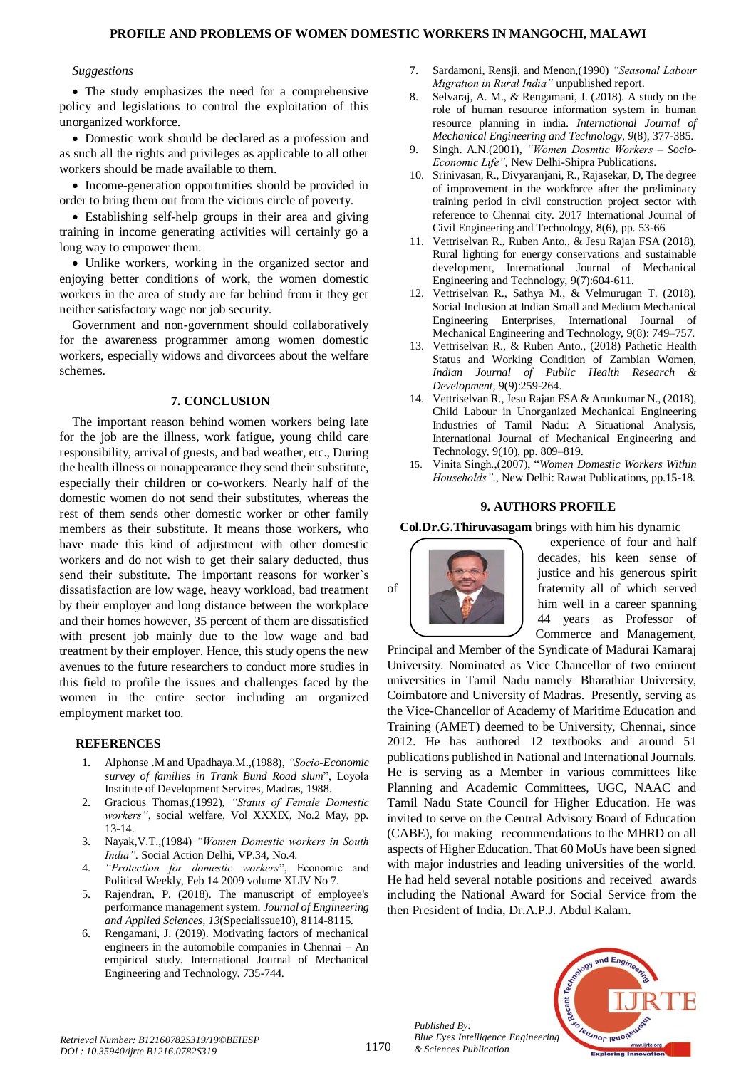*Suggestions*

- The study emphasizes the need for a comprehensive policy and legislations to control the exploitation of this unorganized workforce.
- Domestic work should be declared as a profession and as such all the rights and privileges as applicable to all other workers should be made available to them.
- Income-generation opportunities should be provided in order to bring them out from the vicious circle of poverty.
- Establishing self-help groups in their area and giving training in income generating activities will certainly go a long way to empower them.
- Unlike workers, working in the organized sector and enjoying better conditions of work, the women domestic workers in the area of study are far behind from it they get neither satisfactory wage nor job security.

Government and non-government should collaboratively for the awareness programmer among women domestic workers, especially widows and divorcees about the welfare schemes.

## 7. CONCLUSION

The important reason behind women workers being late for the job are the illness, work fatigue, young child care responsibility, arrival of guests, and bad weather, etc., During the health illness or nonappearance they send their substitute, especially their children or co-workers. Nearly half of the domestic women do not send their substitutes, whereas the rest of them sends other domestic worker or other family members as their substitute. It means those workers, who have made this kind of adjustment with other domestic workers and do not wish to get their salary deducted, thus send their substitute. The important reasons for worker`s dissatisfaction are low wage, heavy workload, bad treatment by their employer and long distance between the workplace and their homes however, 35 percent of them are dissatisfied with present job mainly due to the low wage and bad treatment by their employer. Hence, this study opens the new avenues to the future researchers to conduct more studies in this field to profile the issues and challenges faced by the women in the entire sector including an organized employment market too.

## REFERENCES

1. Alphonse .M and Upadhaya.M.,(1988), *"Socio-Economic survey of families in Trank Bund Road slum*", Loyola Institute of Development Services, Madras, 1988.
2. Gracious Thomas,(1992), *"Status of Female Domestic workers"*, social welfare, Vol XXXIX, No.2 May, pp. 13-14.
3. Nayak,V.T.,(1984) *"Women Domestic workers in South India"*. Social Action Delhi, VP.34, No.4.
4. *"Protection for domestic workers*", Economic and Political Weekly, Feb 14 2009 volume XLIV No 7.
5. Rajendran, P. (2018). The manuscript of employee's performance management system. *Journal of Engineering and Applied Sciences*, *13*(Specialissue10), 8114-8115.
6. Rengamani, J. (2019). Motivating factors of mechanical engineers in the automobile companies in Chennai – An empirical study. International Journal of Mechanical Engineering and Technology. 735-744.
7. Sardamoni, Rensji, and Menon,(1990) *"Seasonal Labour Migration in Rural India"* unpublished report.
8. Selvaraj, A. M., & Rengamani, J. (2018). A study on the role of human resource information system in human resource planning in india. *International Journal of Mechanical Engineering and Technology*, *9*(8), 377-385.
9. Singh. A.N.(2001), *"Women Dosmtic Workers – Socio-Economic Life"*, New Delhi-Shipra Publications.
10. Srinivasan, R., Divyaranjani, R., Rajasekar, D, The degree of improvement in the workforce after the preliminary training period in civil construction project sector with reference to Chennai city. 2017 International Journal of Civil Engineering and Technology, 8(6), pp. 53-66
11. Vettriselvan R., Ruben Anto., & Jesu Rajan FSA (2018), Rural lighting for energy conservations and sustainable development, International Journal of Mechanical Engineering and Technology, 9(7):604-611.
12. Vettriselvan R., Sathya M., & Velmurugan T. (2018), Social Inclusion at Indian Small and Medium Mechanical Engineering Enterprises, International Journal of Mechanical Engineering and Technology, 9(8): 749–757.
13. Vettriselvan R., & Ruben Anto., (2018) Pathetic Health Status and Working Condition of Zambian Women, *Indian Journal of Public Health Research & Development*, 9(9):259-264.
14. Vettriselvan R., Jesu Rajan FSA & Arunkumar N., (2018), Child Labour in Unorganized Mechanical Engineering Industries of Tamil Nadu: A Situational Analysis, International Journal of Mechanical Engineering and Technology, 9(10), pp. 809–819.
15. Vinita Singh.,(2007), "*Women Domestic Workers Within Households"*., New Delhi: Rawat Publications, pp.15-18.

## 9. AUTHORS PROFILE

**Col.Dr.G.Thiruvasagam** brings with him his dynamic experience of four and half decades, his keen sense of justice and his generous spirit of fraternity all of which served him well in a career spanning 44 years as Professor of Commerce and Management, Principal and Member of the Syndicate of Madurai Kamaraj University. Nominated as Vice Chancellor of two eminent universities in Tamil Nadu namely Bharathiar University, Coimbatore and University of Madras. Presently, serving as the Vice-Chancellor of Academy of Maritime Education and Training (AMET) deemed to be University, Chennai, since 2012. He has authored 12 textbooks and around 51 publications published in National and International Journals. He is serving as a Member in various committees like Planning and Academic Committees, UGC, NAAC and Tamil Nadu State Council for Higher Education. He was invited to serve on the Central Advisory Board of Education (CABE), for making recommendations to the MHRD on all aspects of Higher Education. That 60 MoUs have been signed with major industries and leading universities of the world. He had held several notable positions and received awards including the National Award for Social Service from the then President of India, Dr.A.P.J. Abdul Kalam.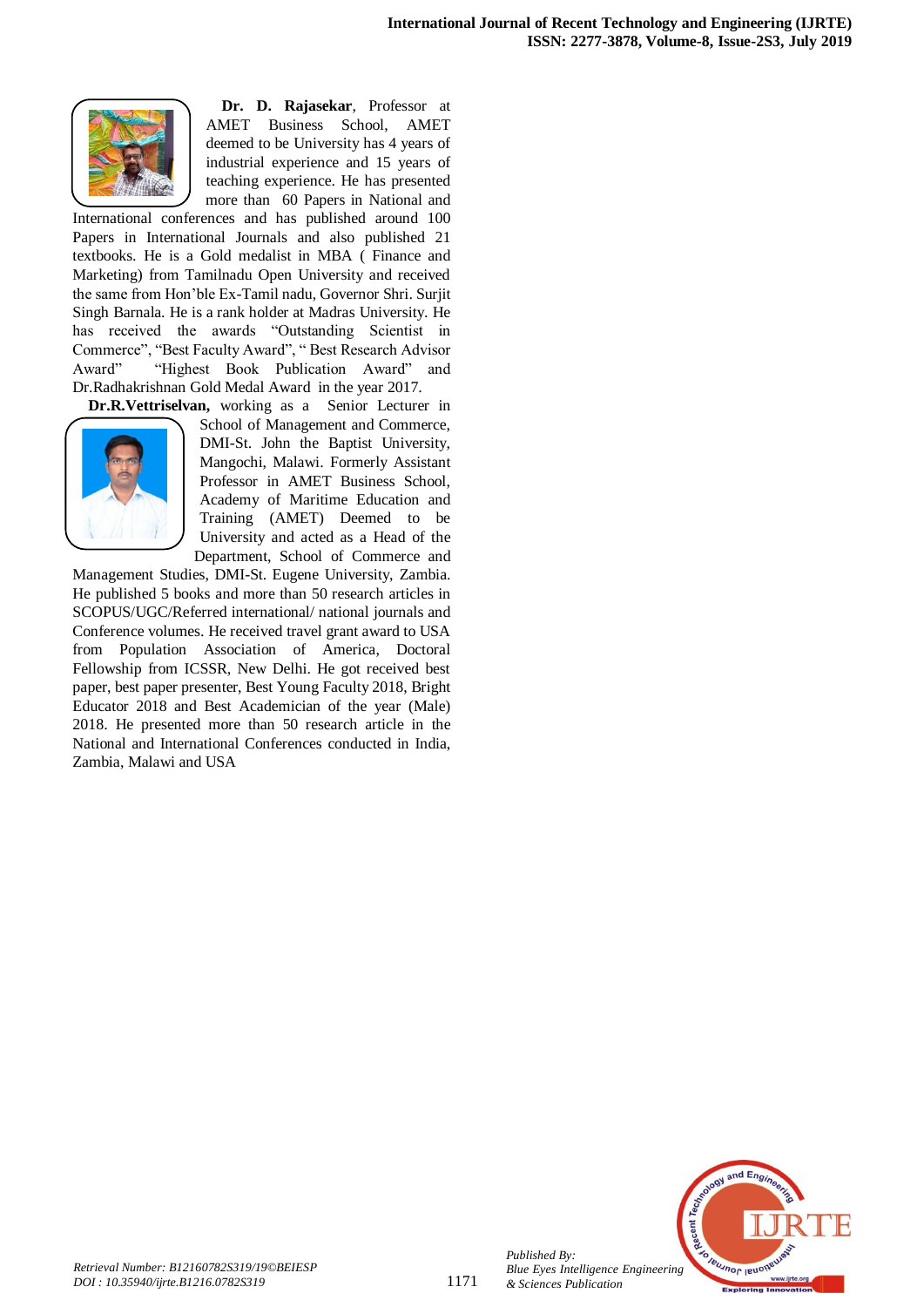**Dr. D. Rajasekar**, Professor at AMET Business School, AMET deemed to be University has 4 years of industrial experience and 15 years of teaching experience. He has presented more than 60 Papers in National and International conferences and has published around 100 Papers in International Journals and also published 21 textbooks. He is a Gold medalist in MBA ( Finance and Marketing) from Tamilnadu Open University and received the same from Hon'ble Ex-Tamil nadu, Governor Shri. Surjit Singh Barnala. He is a rank holder at Madras University. He has received the awards "Outstanding Scientist in Commerce", "Best Faculty Award", " Best Research Advisor Award" "Highest Book Publication Award" and Dr.Radhakrishnan Gold Medal Award in the year 2017.

**Dr.R.Vettriselvan,** working as a Senior Lecturer in School of Management and Commerce, DMI-St. John the Baptist University, Mangochi, Malawi. Formerly Assistant Professor in AMET Business School, Academy of Maritime Education and Training (AMET) Deemed to be University and acted as a Head of the Department, School of Commerce and Management Studies, DMI-St. Eugene University, Zambia. He published 5 books and more than 50 research articles in SCOPUS/UGC/Referred international/ national journals and Conference volumes. He received travel grant award to USA from Population Association of America, Doctoral Fellowship from ICSSR, New Delhi. He got received best paper, best paper presenter, Best Young Faculty 2018, Bright Educator 2018 and Best Academician of the year (Male) 2018. He presented more than 50 research article in the National and International Conferences conducted in India, Zambia, Malawi and USA